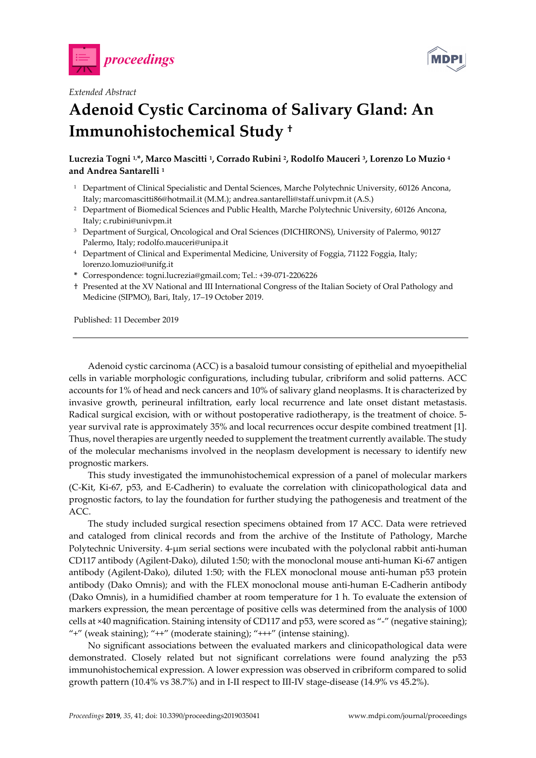*Extended Abstract*

# Adenoid Cystic Carcinoma of Salivary Gland: An Immunohistochemical Study †

**Lucrezia Togni [1,*], Marco Mascitti [1], Corrado Rubini [2], Rodolfo Mauceri [3], Lorenzo Lo Muzio [4] and Andrea Santarelli [1]**

[1] Department of Clinical Specialistic and Dental Sciences, Marche Polytechnic University, 60126 Ancona, Italy; marcomascitti86@hotmail.it (M.M.); andrea.santarelli@staff.univpm.it (A.S.)

[2] Department of Biomedical Sciences and Public Health, Marche Polytechnic University, 60126 Ancona, Italy; c.rubini@univpm.it

[3] Department of Surgical, Oncological and Oral Sciences (DICHIRONS), University of Palermo, 90127 Palermo, Italy; rodolfo.mauceri@unipa.it

[4] Department of Clinical and Experimental Medicine, University of Foggia, 71122 Foggia, Italy; lorenzo.lomuzio@unifg.it

\* Correspondence: togni.lucrezia@gmail.com; Tel.: +39-071-2206226

† Presented at the XV National and III International Congress of the Italian Society of Oral Pathology and Medicine (SIPMO), Bari, Italy, 17–19 October 2019.

Published: 11 December 2019

---

Adenoid cystic carcinoma (ACC) is a basaloid tumour consisting of epithelial and myoepithelial cells in variable morphologic configurations, including tubular, cribriform and solid patterns. ACC accounts for 1% of head and neck cancers and 10% of salivary gland neoplasms. It is characterized by invasive growth, perineural infiltration, early local recurrence and late onset distant metastasis. Radical surgical excision, with or without postoperative radiotherapy, is the treatment of choice. 5-year survival rate is approximately 35% and local recurrences occur despite combined treatment [1]. Thus, novel therapies are urgently needed to supplement the treatment currently available. The study of the molecular mechanisms involved in the neoplasm development is necessary to identify new prognostic markers.

This study investigated the immunohistochemical expression of a panel of molecular markers (C-Kit, Ki-67, p53, and E-Cadherin) to evaluate the correlation with clinicopathological data and prognostic factors, to lay the foundation for further studying the pathogenesis and treatment of the ACC.

The study included surgical resection specimens obtained from 17 ACC. Data were retrieved and cataloged from clinical records and from the archive of the Institute of Pathology, Marche Polytechnic University. 4-μm serial sections were incubated with the polyclonal rabbit anti-human CD117 antibody (Agilent-Dako), diluted 1:50; with the monoclonal mouse anti-human Ki-67 antigen antibody (Agilent-Dako), diluted 1:50; with the FLEX monoclonal mouse anti-human p53 protein antibody (Dako Omnis); and with the FLEX monoclonal mouse anti-human E-Cadherin antibody (Dako Omnis), in a humidified chamber at room temperature for 1 h. To evaluate the extension of markers expression, the mean percentage of positive cells was determined from the analysis of 1000 cells at ×40 magnification. Staining intensity of CD117 and p53, were scored as "-" (negative staining); "+" (weak staining); "++" (moderate staining); "+++" (intense staining).

No significant associations between the evaluated markers and clinicopathological data were demonstrated. Closely related but not significant correlations were found analyzing the p53 immunohistochemical expression. A lower expression was observed in cribriform compared to solid growth pattern (10.4% vs 38.7%) and in I-II respect to III-IV stage-disease (14.9% vs 45.2%).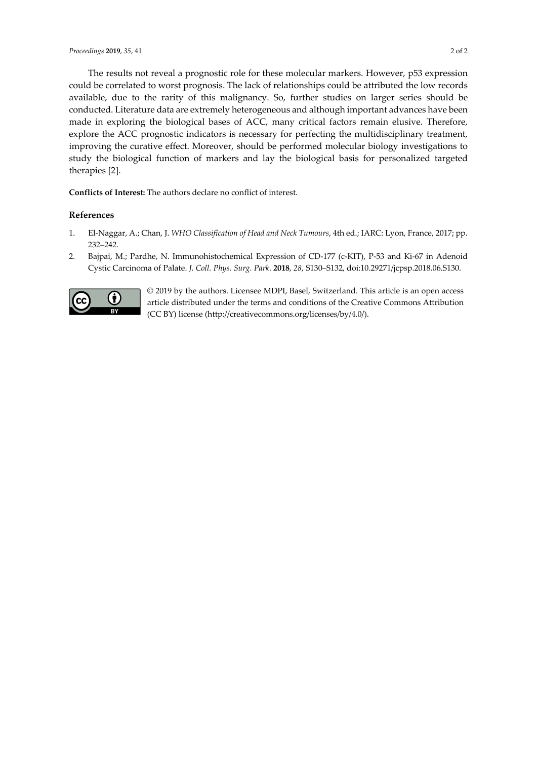The results not reveal a prognostic role for these molecular markers. However, p53 expression could be correlated to worst prognosis. The lack of relationships could be attributed the low records available, due to the rarity of this malignancy. So, further studies on larger series should be conducted. Literature data are extremely heterogeneous and although important advances have been made in exploring the biological bases of ACC, many critical factors remain elusive. Therefore, explore the ACC prognostic indicators is necessary for perfecting the multidisciplinary treatment, improving the curative effect. Moreover, should be performed molecular biology investigations to study the biological function of markers and lay the biological basis for personalized targeted therapies [2].

**Conflicts of Interest:** The authors declare no conflict of interest.

## References

1. El-Naggar, A.; Chan, J. *WHO Classification of Head and Neck Tumours*, 4th ed.; IARC: Lyon, France, 2017; pp. 232–242.
2. Bajpai, M.; Pardhe, N. Immunohistochemical Expression of CD-177 (c-KIT), P-53 and Ki-67 in Adenoid Cystic Carcinoma of Palate. *J. Coll. Phys. Surg. Park*. **2018**, *28*, S130–S132, doi:10.29271/jcpsp.2018.06.S130.

© 2019 by the authors. Licensee MDPI, Basel, Switzerland. This article is an open access article distributed under the terms and conditions of the Creative Commons Attribution (CC BY) license (http://creativecommons.org/licenses/by/4.0/).